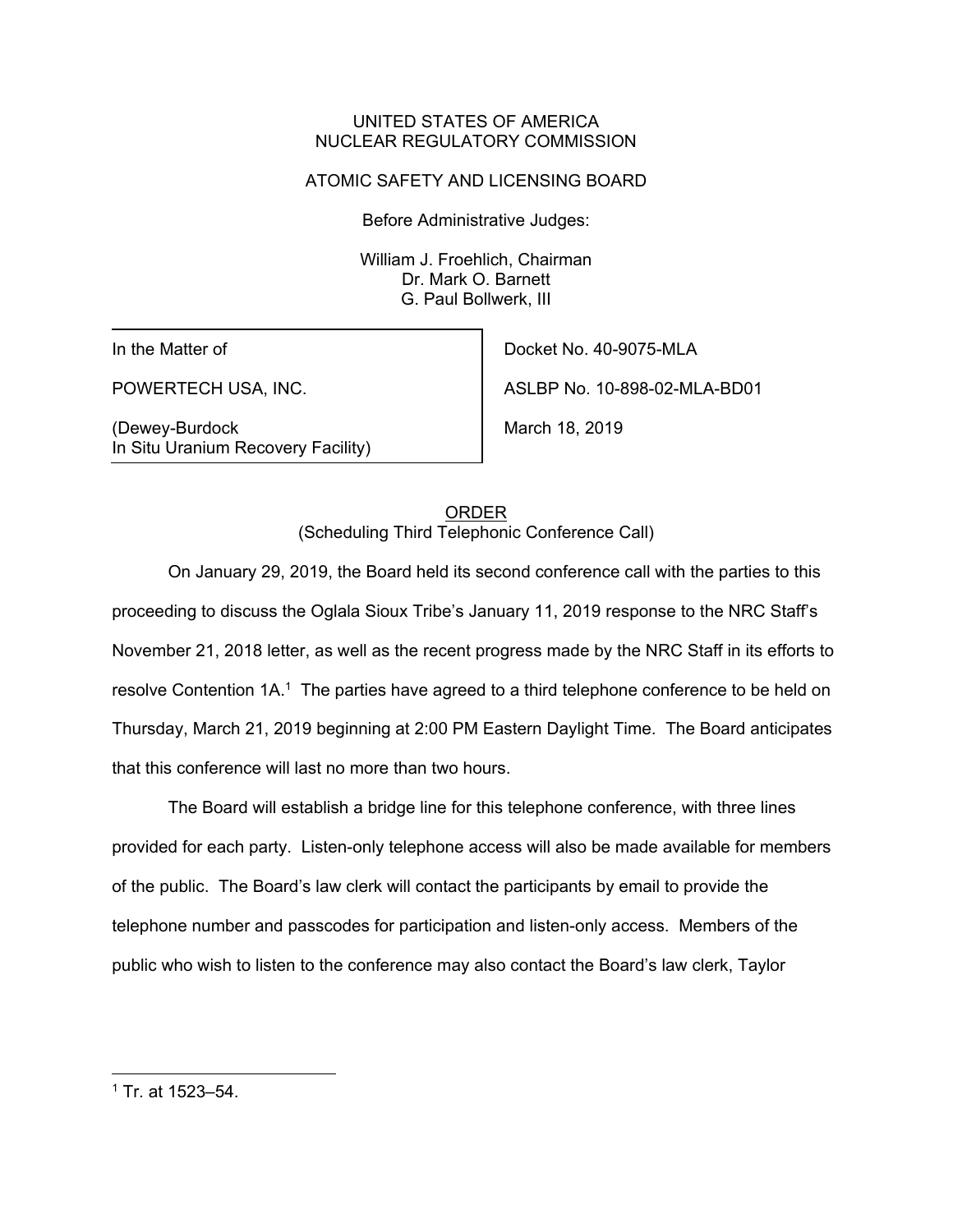UNITED STATES OF AMERICA
NUCLEAR REGULATORY COMMISSION

ATOMIC SAFETY AND LICENSING BOARD

Before Administrative Judges:

William J. Froehlich, Chairman
Dr. Mark O. Barnett
G. Paul Bollwerk, III

| | |
|---|---|
| In the Matter of | Docket No. 40-9075-MLA |
| POWERTECH USA, INC. | ASLBP No. 10-898-02-MLA-BD01 |
| (Dewey-Burdock In Situ Uranium Recovery Facility) | March 18, 2019 |

ORDER
(Scheduling Third Telephonic Conference Call)

On January 29, 2019, the Board held its second conference call with the parties to this proceeding to discuss the Oglala Sioux Tribe's January 11, 2019 response to the NRC Staff's November 21, 2018 letter, as well as the recent progress made by the NRC Staff in its efforts to resolve Contention 1A.[1] The parties have agreed to a third telephone conference to be held on Thursday, March 21, 2019 beginning at 2:00 PM Eastern Daylight Time. The Board anticipates that this conference will last no more than two hours.

The Board will establish a bridge line for this telephone conference, with three lines provided for each party. Listen-only telephone access will also be made available for members of the public. The Board's law clerk will contact the participants by email to provide the telephone number and passcodes for participation and listen-only access. Members of the public who wish to listen to the conference may also contact the Board's law clerk, Taylor

[1] Tr. at 1523–54.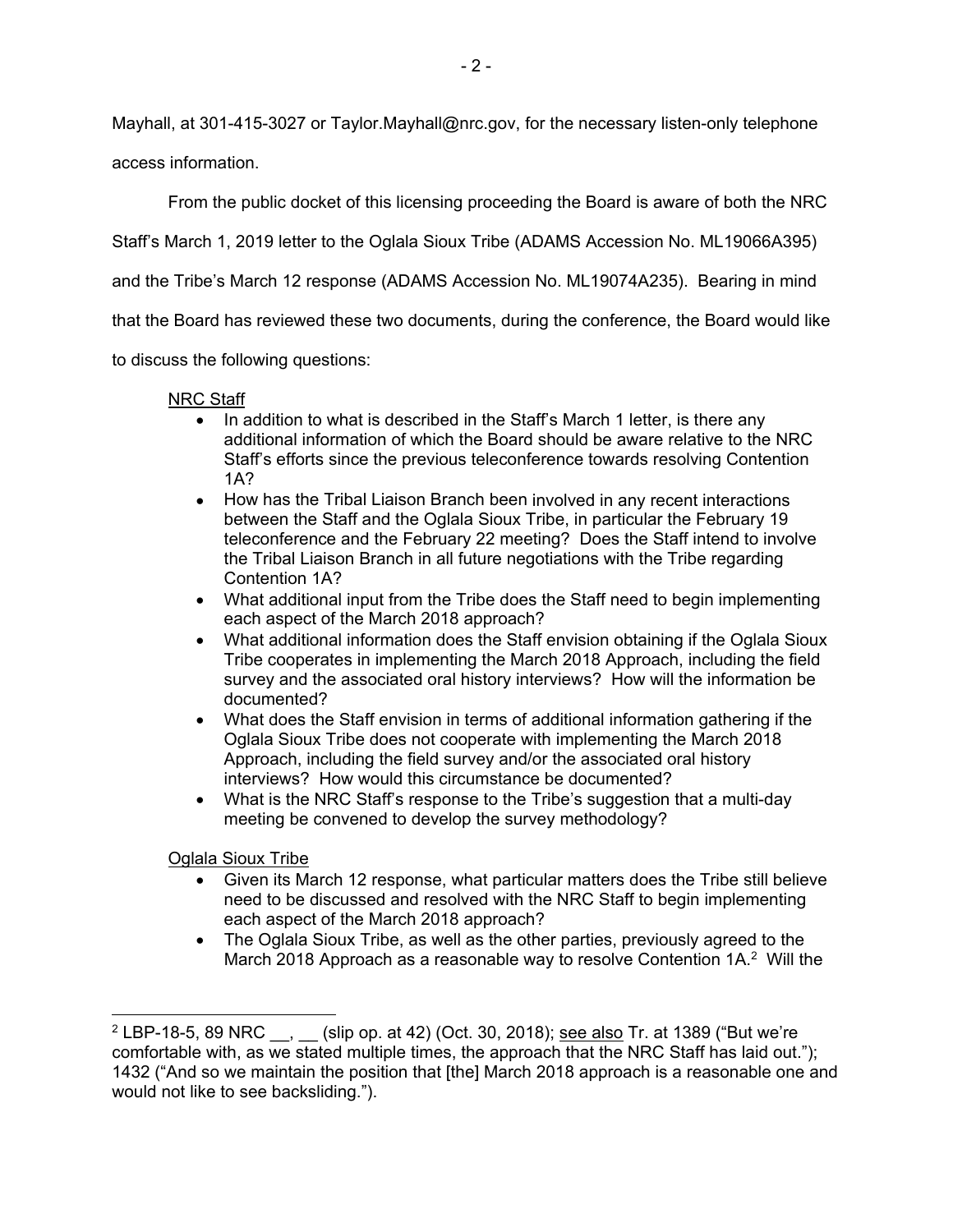Mayhall, at 301-415-3027 or Taylor.Mayhall@nrc.gov, for the necessary listen-only telephone access information.

From the public docket of this licensing proceeding the Board is aware of both the NRC Staff's March 1, 2019 letter to the Oglala Sioux Tribe (ADAMS Accession No. ML19066A395) and the Tribe's March 12 response (ADAMS Accession No. ML19074A235). Bearing in mind that the Board has reviewed these two documents, during the conference, the Board would like to discuss the following questions:

NRC Staff

- In addition to what is described in the Staff's March 1 letter, is there any additional information of which the Board should be aware relative to the NRC Staff's efforts since the previous teleconference towards resolving Contention 1A?
- How has the Tribal Liaison Branch been involved in any recent interactions between the Staff and the Oglala Sioux Tribe, in particular the February 19 teleconference and the February 22 meeting? Does the Staff intend to involve the Tribal Liaison Branch in all future negotiations with the Tribe regarding Contention 1A?
- What additional input from the Tribe does the Staff need to begin implementing each aspect of the March 2018 approach?
- What additional information does the Staff envision obtaining if the Oglala Sioux Tribe cooperates in implementing the March 2018 Approach, including the field survey and the associated oral history interviews? How will the information be documented?
- What does the Staff envision in terms of additional information gathering if the Oglala Sioux Tribe does not cooperate with implementing the March 2018 Approach, including the field survey and/or the associated oral history interviews? How would this circumstance be documented?
- What is the NRC Staff's response to the Tribe's suggestion that a multi-day meeting be convened to develop the survey methodology?

Oglala Sioux Tribe

- Given its March 12 response, what particular matters does the Tribe still believe need to be discussed and resolved with the NRC Staff to begin implementing each aspect of the March 2018 approach?
- The Oglala Sioux Tribe, as well as the other parties, previously agreed to the March 2018 Approach as a reasonable way to resolve Contention 1A.[2] Will the

[2] LBP-18-5, 89 NRC __, __ (slip op. at 42) (Oct. 30, 2018); see also Tr. at 1389 ("But we're comfortable with, as we stated multiple times, the approach that the NRC Staff has laid out."); 1432 ("And so we maintain the position that [the] March 2018 approach is a reasonable one and would not like to see backsliding.").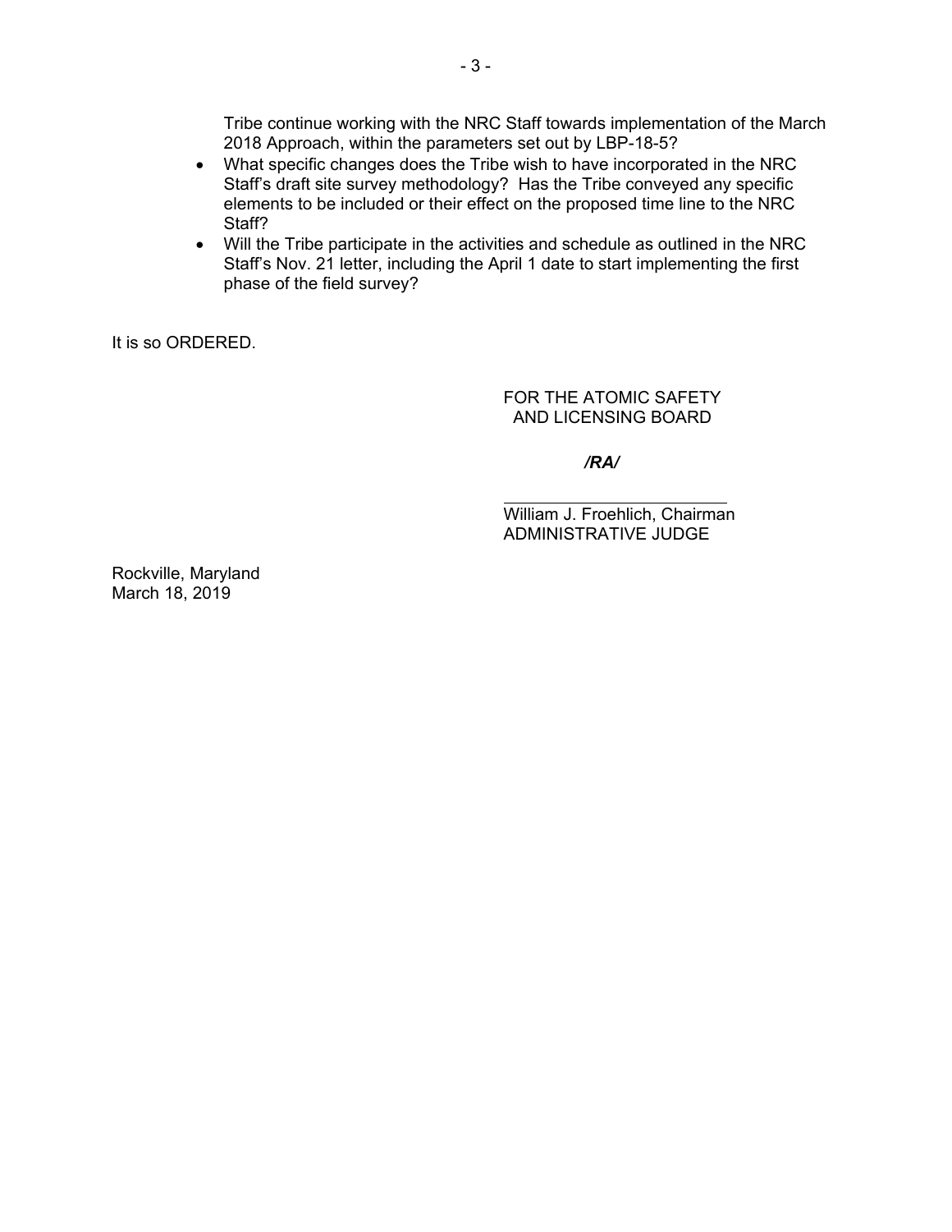Tribe continue working with the NRC Staff towards implementation of the March 2018 Approach, within the parameters set out by LBP-18-5?

- What specific changes does the Tribe wish to have incorporated in the NRC Staff's draft site survey methodology? Has the Tribe conveyed any specific elements to be included or their effect on the proposed time line to the NRC Staff?
- Will the Tribe participate in the activities and schedule as outlined in the NRC Staff's Nov. 21 letter, including the April 1 date to start implementing the first phase of the field survey?

It is so ORDERED.

FOR THE ATOMIC SAFETY
AND LICENSING BOARD

*/RA/*

William J. Froehlich, Chairman
ADMINISTRATIVE JUDGE

Rockville, Maryland
March 18, 2019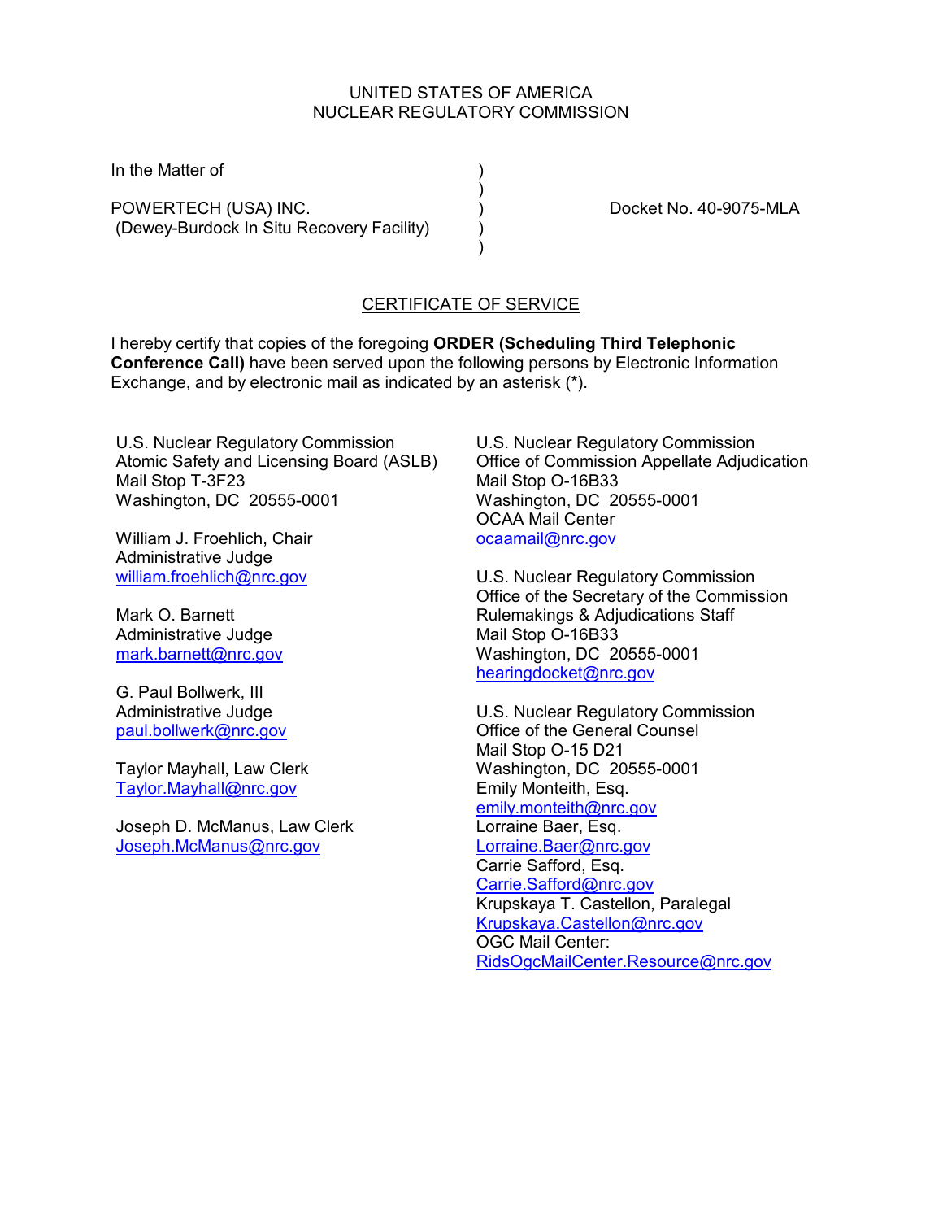UNITED STATES OF AMERICA
NUCLEAR REGULATORY COMMISSION

In the Matter of

POWERTECH (USA) INC.
(Dewey-Burdock In Situ Recovery Facility)

Docket No. 40-9075-MLA

## CERTIFICATE OF SERVICE

I hereby certify that copies of the foregoing **ORDER (Scheduling Third Telephonic Conference Call)** have been served upon the following persons by Electronic Information Exchange, and by electronic mail as indicated by an asterisk (*).

U.S. Nuclear Regulatory Commission
Atomic Safety and Licensing Board (ASLB)
Mail Stop T-3F23
Washington, DC 20555-0001

William J. Froehlich, Chair
Administrative Judge
william.froehlich@nrc.gov

Mark O. Barnett
Administrative Judge
mark.barnett@nrc.gov

G. Paul Bollwerk, III
Administrative Judge
paul.bollwerk@nrc.gov

Taylor Mayhall, Law Clerk
Taylor.Mayhall@nrc.gov

Joseph D. McManus, Law Clerk
Joseph.McManus@nrc.gov

U.S. Nuclear Regulatory Commission
Office of Commission Appellate Adjudication
Mail Stop O-16B33
Washington, DC 20555-0001
OCAA Mail Center
ocaamail@nrc.gov

U.S. Nuclear Regulatory Commission
Office of the Secretary of the Commission
Rulemakings & Adjudications Staff
Mail Stop O-16B33
Washington, DC 20555-0001
hearingdocket@nrc.gov

U.S. Nuclear Regulatory Commission
Office of the General Counsel
Mail Stop O-15 D21
Washington, DC 20555-0001
Emily Monteith, Esq.
emily.monteith@nrc.gov
Lorraine Baer, Esq.
Lorraine.Baer@nrc.gov
Carrie Safford, Esq.
Carrie.Safford@nrc.gov
Krupskaya T. Castellon, Paralegal
Krupskaya.Castellon@nrc.gov
OGC Mail Center:
RidsOgcMailCenter.Resource@nrc.gov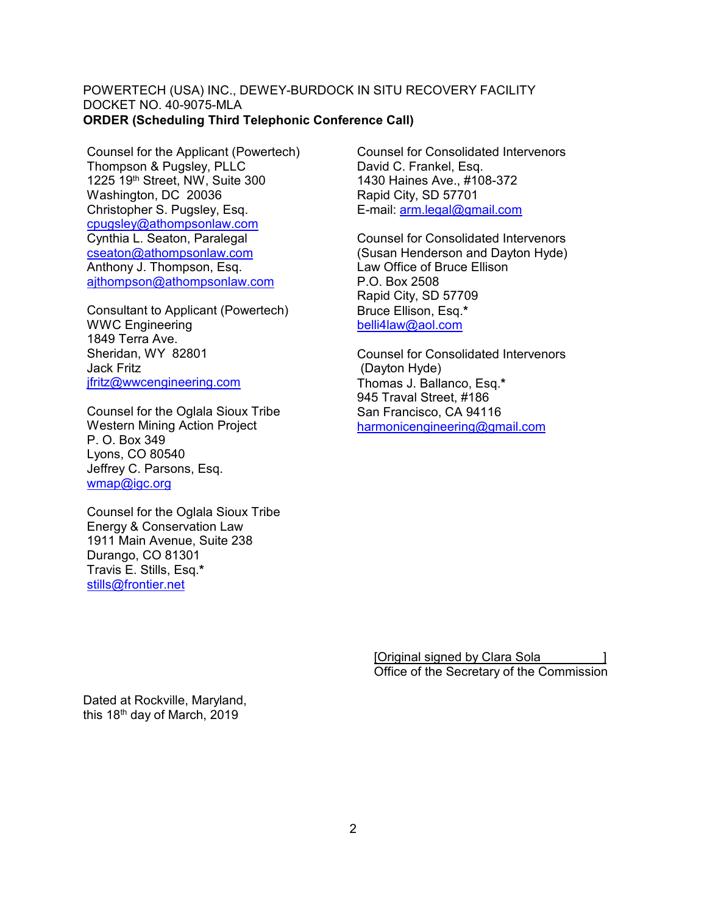POWERTECH (USA) INC., DEWEY-BURDOCK IN SITU RECOVERY FACILITY
DOCKET NO. 40-9075-MLA
**ORDER (Scheduling Third Telephonic Conference Call)**

Counsel for the Applicant (Powertech)
Thompson & Pugsley, PLLC
1225 19th Street, NW, Suite 300
Washington, DC 20036
Christopher S. Pugsley, Esq.
cpugsley@athompsonlaw.com
Cynthia L. Seaton, Paralegal
cseaton@athompsonlaw.com
Anthony J. Thompson, Esq.
ajthompson@athompsonlaw.com

Consultant to Applicant (Powertech)
WWC Engineering
1849 Terra Ave.
Sheridan, WY 82801
Jack Fritz
jfritz@wwcengineering.com

Counsel for the Oglala Sioux Tribe
Western Mining Action Project
P. O. Box 349
Lyons, CO 80540
Jeffrey C. Parsons, Esq.
wmap@igc.org

Counsel for the Oglala Sioux Tribe
Energy & Conservation Law
1911 Main Avenue, Suite 238
Durango, CO 81301
Travis E. Stills, Esq.*
stills@frontier.net

Counsel for Consolidated Intervenors
David C. Frankel, Esq.
1430 Haines Ave., #108-372
Rapid City, SD 57701
E-mail: arm.legal@gmail.com

Counsel for Consolidated Intervenors
(Susan Henderson and Dayton Hyde)
Law Office of Bruce Ellison
P.O. Box 2508
Rapid City, SD 57709
Bruce Ellison, Esq.*
belli4law@aol.com

Counsel for Consolidated Intervenors
(Dayton Hyde)
Thomas J. Ballanco, Esq.*
945 Traval Street, #186
San Francisco, CA 94116
harmonicengineering@gmail.com

[Original signed by Clara Sola ]
Office of the Secretary of the Commission

Dated at Rockville, Maryland,
this 18th day of March, 2019